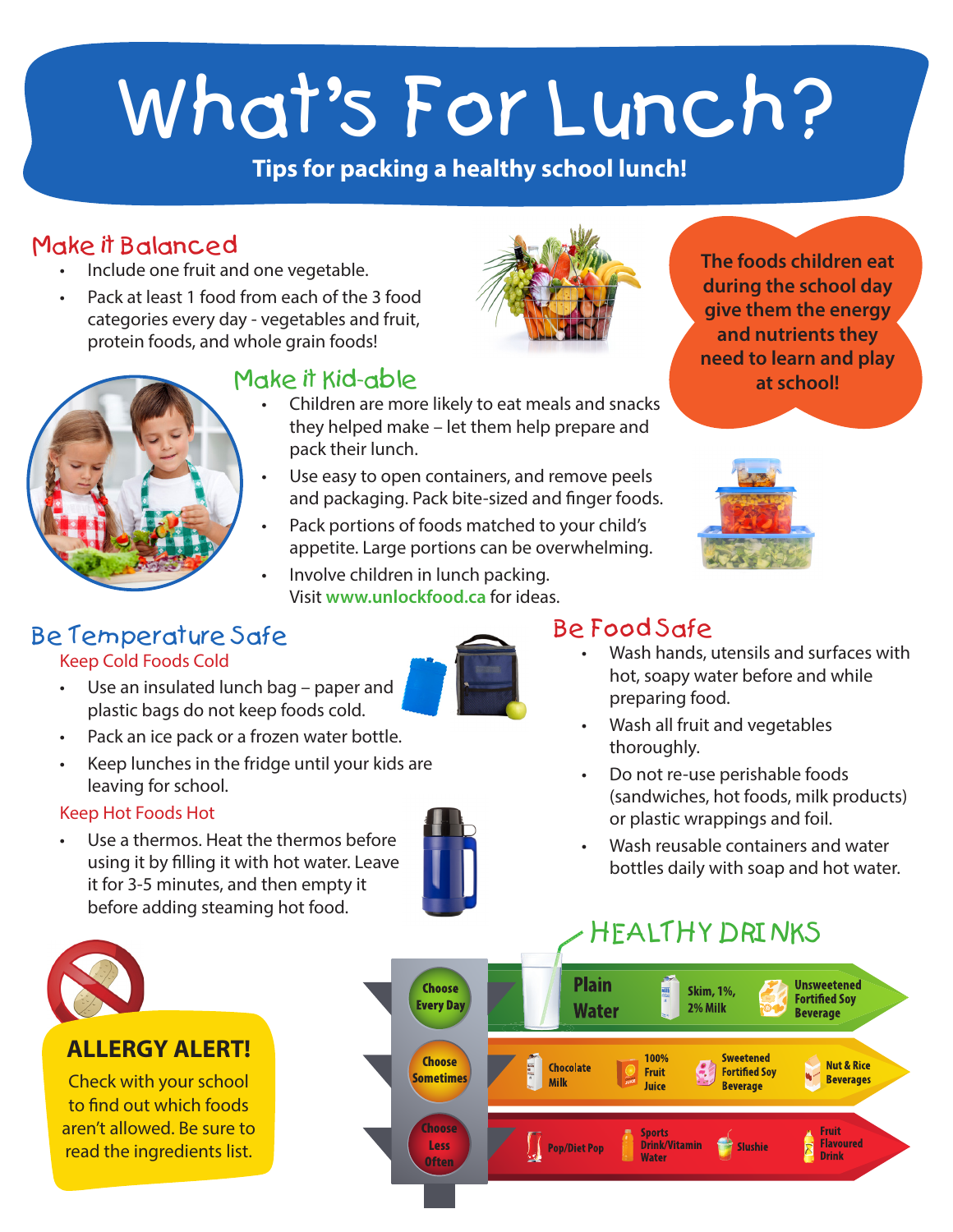# What's For Lunch?

**Tips for packing a healthy school lunch!**

## Make it Balanced

- Include one fruit and one vegetable.
- Pack at least 1 food from each of the 3 food categories every day - vegetables and fruit, protein foods, and whole grain foods!

**The foods children eat during the school day give them the energy and nutrients they need to learn and play at school!**

## Make it Kid-able

- Children are more likely to eat meals and snacks they helped make – let them help prepare and pack their lunch.
- Use easy to open containers, and remove peels and packaging. Pack bite-sized and finger foods.
- Pack portions of foods matched to your child's appetite. Large portions can be overwhelming.
- Involve children in lunch packing. Visit **www.unlockfood.ca** for ideas.

## Be Temperature Safe

### Keep Cold Foods Cold

- Use an insulated lunch bag – paper and plastic bags do not keep foods cold.
- Pack an ice pack or a frozen water bottle.
- Keep lunches in the fridge until your kids are leaving for school.

### Keep Hot Foods Hot

- Use a thermos. Heat the thermos before using it by filling it with hot water. Leave it for 3-5 minutes, and then empty it before adding steaming hot food.

## Be Food Safe

- Wash hands, utensils and surfaces with hot, soapy water before and while preparing food.
- Wash all fruit and vegetables thoroughly.
- Do not re-use perishable foods (sandwiches, hot foods, milk products) or plastic wrappings and foil.
- Wash reusable containers and water bottles daily with soap and hot water.

## ALLERGY ALERT!

Check with your school to find out which foods aren't allowed. Be sure to read the ingredients list.

## HEALTHY DRINKS

| | | | |
|---|---|---|---|
| **Choose Every Day** | Plain Water | Skim, 1%, 2% Milk | Unsweetened Fortified Soy Beverage |
| **Choose Sometimes** | Chocolate Milk | 100% Fruit Juice | Sweetened Fortified Soy Beverage | Nut & Rice Beverages |
| **Choose Less Often** | Pop/Diet Pop | Sports Drink/Vitamin Water | Slushie | Fruit Flavoured Drink |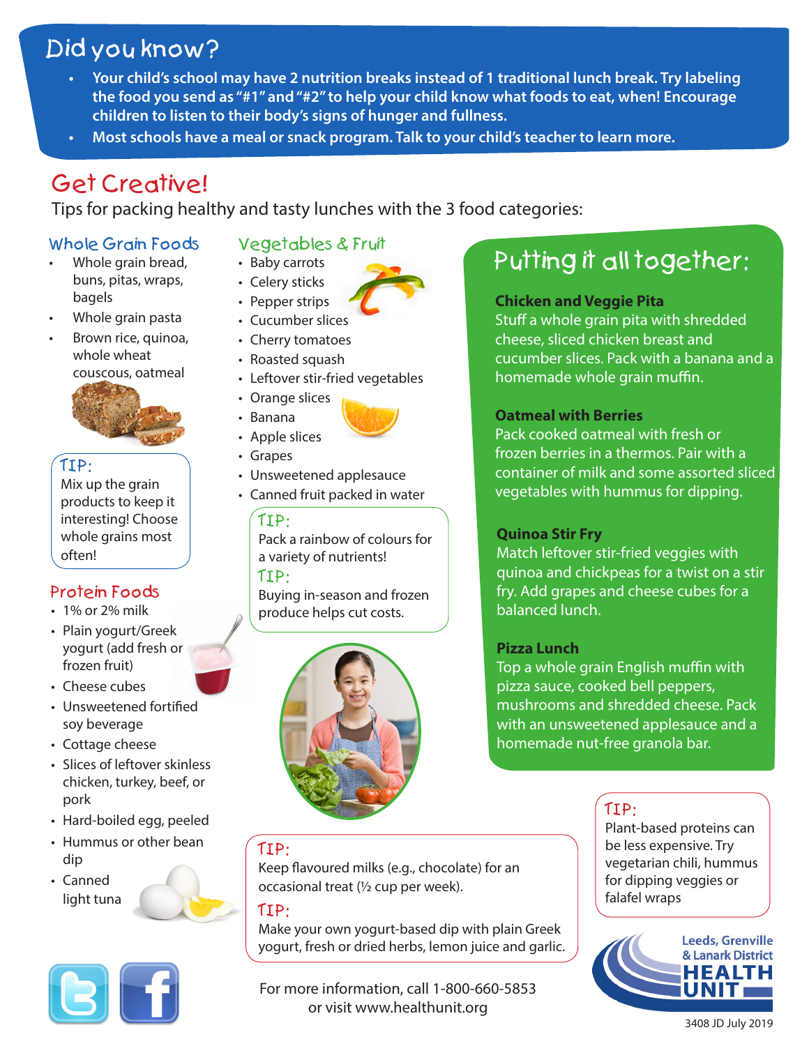## Did you know?

- Your child's school may have 2 nutrition breaks instead of 1 traditional lunch break. Try labeling the food you send as "#1" and "#2" to help your child know what foods to eat, when! Encourage children to listen to their body's signs of hunger and fullness.
- Most schools have a meal or snack program. Talk to your child's teacher to learn more.

## Get Creative!

Tips for packing healthy and tasty lunches with the 3 food categories:

### Whole Grain Foods

- Whole grain bread, buns, pitas, wraps, bagels
- Whole grain pasta
- Brown rice, quinoa, whole wheat couscous, oatmeal

**TIP:** Mix up the grain products to keep it interesting! Choose whole grains most often!

### Protein Foods

- 1% or 2% milk
- Plain yogurt/Greek yogurt (add fresh or frozen fruit)
- Cheese cubes
- Unsweetened fortified soy beverage
- Cottage cheese
- Slices of leftover skinless chicken, turkey, beef, or pork
- Hard-boiled egg, peeled
- Hummus or other bean dip
- Canned light tuna

### Vegetables & Fruit

- Baby carrots
- Celery sticks
- Pepper strips
- Cucumber slices
- Cherry tomatoes
- Roasted squash
- Leftover stir-fried vegetables
- Orange slices
- Banana
- Apple slices
- Grapes
- Unsweetened applesauce
- Canned fruit packed in water

**TIP:** Pack a rainbow of colours for a variety of nutrients!

**TIP:** Buying in-season and frozen produce helps cut costs.

**TIP:** Keep flavoured milks (e.g., chocolate) for an occasional treat (½ cup per week).

**TIP:** Make your own yogurt-based dip with plain Greek yogurt, fresh or dried herbs, lemon juice and garlic.

## Putting it all together:

**Chicken and Veggie Pita**
Stuff a whole grain pita with shredded cheese, sliced chicken breast and cucumber slices. Pack with a banana and a homemade whole grain muffin.

**Oatmeal with Berries**
Pack cooked oatmeal with fresh or frozen berries in a thermos. Pair with a container of milk and some assorted sliced vegetables with hummus for dipping.

**Quinoa Stir Fry**
Match leftover stir-fried veggies with quinoa and chickpeas for a twist on a stir fry. Add grapes and cheese cubes for a balanced lunch.

**Pizza Lunch**
Top a whole grain English muffin with pizza sauce, cooked bell peppers, mushrooms and shredded cheese. Pack with an unsweetened applesauce and a homemade nut-free granola bar.

**TIP:** Plant-based proteins can be less expensive. Try vegetarian chili, hummus for dipping veggies or falafel wraps

For more information, call 1-800-660-5853 or visit www.healthunit.org

Leeds, Grenville & Lanark District HEALTH UNIT

3408 JD July 2019